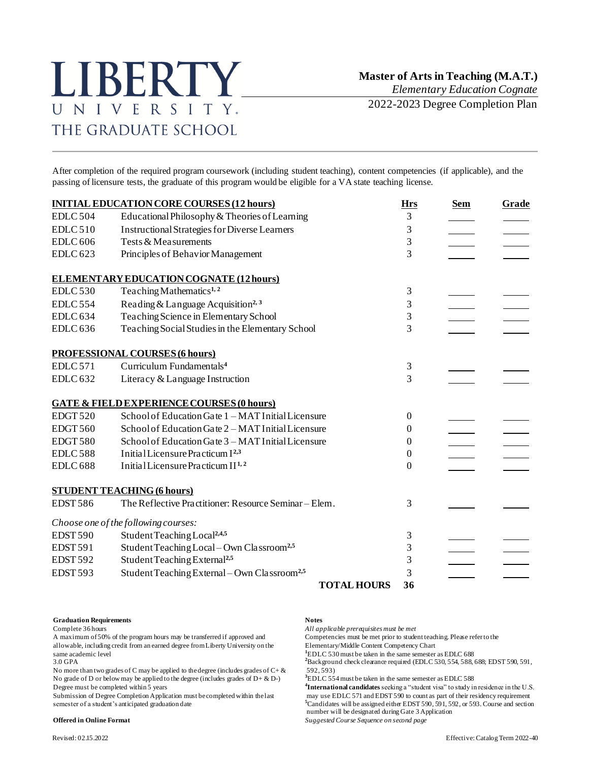# LIBERTY UNIVERSITY. THE GRADUATE SCHOOL

## Master of Arts in Teaching (M.A.T.)

*Elementary Education Cognate*

2022-2023 Degree Completion Plan

After completion of the required program coursework (including student teaching), content competencies (if applicable), and the passing of licensure tests, the graduate of this program would be eligible for a VA state teaching license.

| **INITIAL EDUCATION CORE COURSES (12 hours)** | | **Hrs** | **Sem** | **Grade** |
|---|---|---|---|---|
| EDLC 504 | Educational Philosophy & Theories of Learning | 3 | | |
| EDLC 510 | Instructional Strategies for Diverse Learners | 3 | | |
| EDLC 606 | Tests & Measurements | 3 | | |
| EDLC 623 | Principles of Behavior Management | 3 | | |
| **ELEMENTARY EDUCATION COGNATE (12 hours)** | | | | |
| EDLC 530 | Teaching Mathematics[1, 2] | 3 | | |
| EDLC 554 | Reading & Language Acquisition[2, 3] | 3 | | |
| EDLC 634 | Teaching Science in Elementary School | 3 | | |
| EDLC 636 | Teaching Social Studies in the Elementary School | 3 | | |
| **PROFESSIONAL COURSES (6 hours)** | | | | |
| EDLC 571 | Curriculum Fundamentals[4] | 3 | | |
| EDLC 632 | Literacy & Language Instruction | 3 | | |
| **GATE & FIELD EXPERIENCE COURSES (0 hours)** | | | | |
| EDGT 520 | School of Education Gate 1 – MAT Initial Licensure | 0 | | |
| EDGT 560 | School of Education Gate 2 – MAT Initial Licensure | 0 | | |
| EDGT 580 | School of Education Gate 3 – MAT Initial Licensure | 0 | | |
| EDLC 588 | Initial Licensure Practicum I[2,3] | 0 | | |
| EDLC 688 | Initial Licensure Practicum II[1, 2] | 0 | | |
| **STUDENT TEACHING (6 hours)** | | | | |
| EDST 586 | The Reflective Practitioner: Resource Seminar – Elem. | 3 | | |
| *Choose one of the following courses:* | | | | |
| EDST 590 | Student Teaching Local[2,4,5] | 3 | | |
| EDST 591 | Student Teaching Local – Own Classroom[2,5] | 3 | | |
| EDST 592 | Student Teaching External[2,5] | 3 | | |
| EDST 593 | Student Teaching External – Own Classroom[2,5] | 3 | | |
| | **TOTAL HOURS** | **36** | | |

**Graduation Requirements**

Complete 36 hours
A maximum of 50% of the program hours may be transferred if approved and allowable, including credit from an earned degree from Liberty University on the same academic level
3.0 GPA
No more than two grades of C may be applied to the degree (includes grades of C+ & C-)
No grade of D or below may be applied to the degree (includes grades of D+ & D-)
Degree must be completed within 5 years
Submission of Degree Completion Application must be completed within the last semester of a student's anticipated graduation date

**Offered in Online Format**

**Notes**

*All applicable prerequisites must be met*
Competencies must be met prior to student teaching. Please refer to the Elementary/Middle Content Competency Chart
[1]EDLC 530 must be taken in the same semester as EDLC 688
[2]Background check clearance required (EDLC 530, 554, 588, 688; EDST 590, 591, 592, 593)
[3]EDLC 554 must be taken in the same semester as EDLC 588
[4]**International candidates** seeking a "student visa" to study in residence in the U.S. may use EDLC 571 and EDST 590 to count as part of their residency requirement
[5]Candidates will be assigned either EDST 590, 591, 592, or 593. Course and section number will be designated during Gate 3 Application
*Suggested Course Sequence on second page*

Revised: 02.15.2022 Effective: Catalog Term 2022-40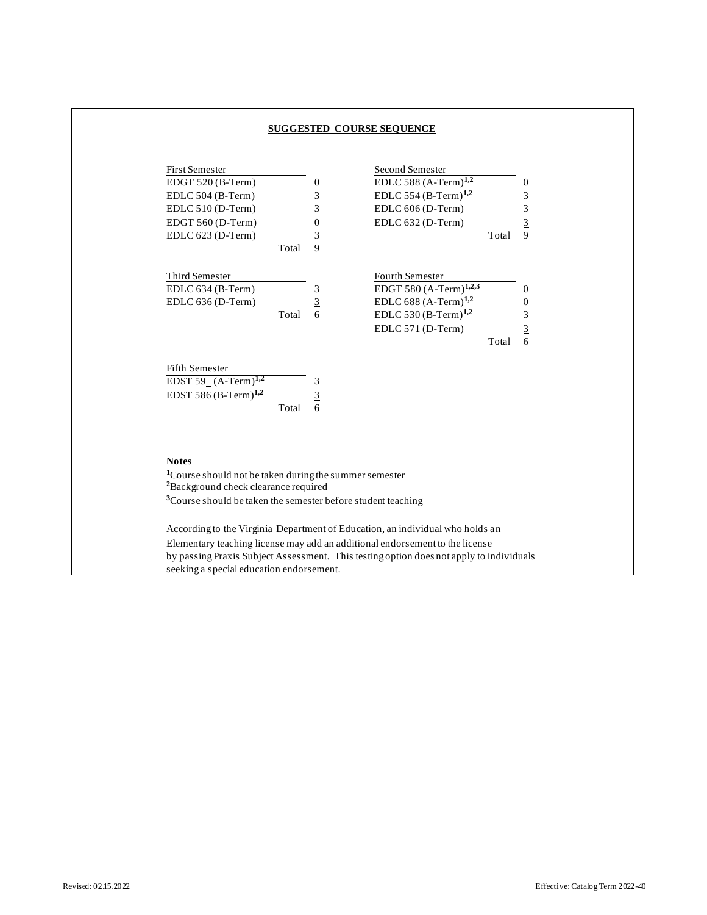## SUGGESTED COURSE SEQUENCE

| First Semester | |
|---|---|
| EDGT 520 (B-Term) | 0 |
| EDLC 504 (B-Term) | 3 |
| EDLC 510 (D-Term) | 3 |
| EDGT 560 (D-Term) | 0 |
| EDLC 623 (D-Term) | 3 |
| Total | 9 |

| Second Semester | |
|---|---|
| EDLC 588 (A-Term)[1,2] | 0 |
| EDLC 554 (B-Term)[1,2] | 3 |
| EDLC 606 (D-Term) | 3 |
| EDLC 632 (D-Term) | 3 |
| Total | 9 |

| Third Semester | |
|---|---|
| EDLC 634 (B-Term) | 3 |
| EDLC 636 (D-Term) | 3 |
| Total | 6 |

| Fourth Semester | |
|---|---|
| EDGT 580 (A-Term)[1,2,3] | 0 |
| EDLC 688 (A-Term)[1,2] | 0 |
| EDLC 530 (B-Term)[1,2] | 3 |
| EDLC 571 (D-Term) | 3 |
| Total | 6 |

| Fifth Semester | |
|---|---|
| EDST 59_ (A-Term)[1,2] | 3 |
| EDST 586 (B-Term)[1,2] | 3 |
| Total | 6 |

**Notes**

[1]Course should not be taken during the summer semester
[2]Background check clearance required
[3]Course should be taken the semester before student teaching

According to the Virginia Department of Education, an individual who holds an Elementary teaching license may add an additional endorsement to the license by passing Praxis Subject Assessment. This testing option does not apply to individuals seeking a special education endorsement.

Revised: 02.15.2022

Effective: Catalog Term 2022-40